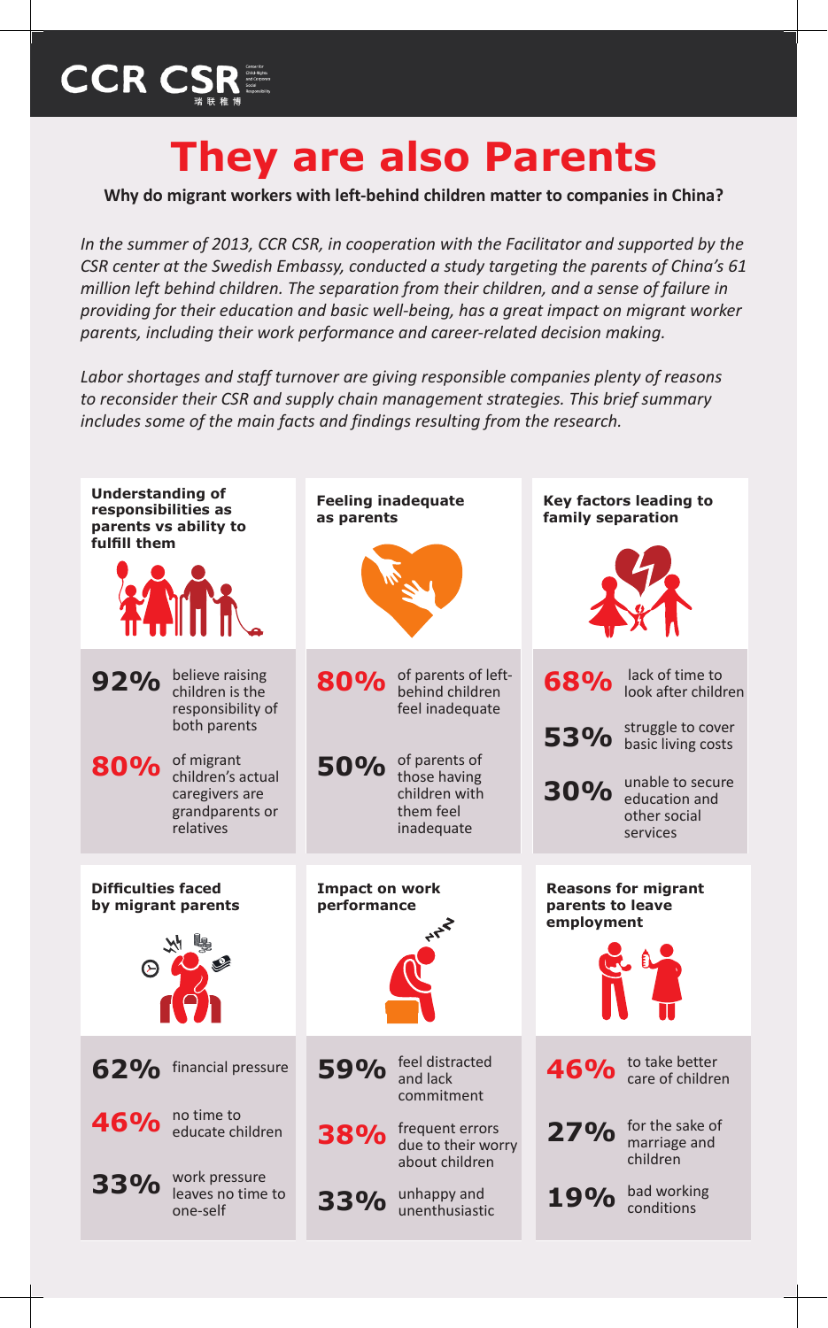CCR CSR

# They are also Parents

**Why do migrant workers with left-behind children matter to companies in China?**

*In the summer of 2013, CCR CSR, in cooperation with the Facilitator and supported by the CSR center at the Swedish Embassy, conducted a study targeting the parents of China's 61 million left behind children. The separation from their children, and a sense of failure in providing for their education and basic well-being, has a great impact on migrant worker parents, including their work performance and career-related decision making.*

*Labor shortages and staff turnover are giving responsible companies plenty of reasons to reconsider their CSR and supply chain management strategies. This brief summary includes some of the main facts and findings resulting from the research.*

### Understanding of responsibilities as parents vs ability to fulfill them

**92%** believe raising children is the responsibility of both parents

**80%** of migrant children's actual caregivers are grandparents or relatives

### Feeling inadequate as parents

**80%** of parents of left-behind children feel inadequate

**50%** of parents of those having children with them feel inadequate

### Key factors leading to family separation

**68%** lack of time to look after children

**53%** struggle to cover basic living costs

**30%** unable to secure education and other social services

### Difficulties faced by migrant parents

**62%** financial pressure

**46%** no time to educate children

**33%** work pressure leaves no time to one-self

### Impact on work performance

**59%** feel distracted and lack commitment

**38%** frequent errors due to their worry about children

**33%** unhappy and unenthusiastic

### Reasons for migrant parents to leave employment

**46%** to take better care of children

**27%** for the sake of marriage and children

**19%** bad working conditions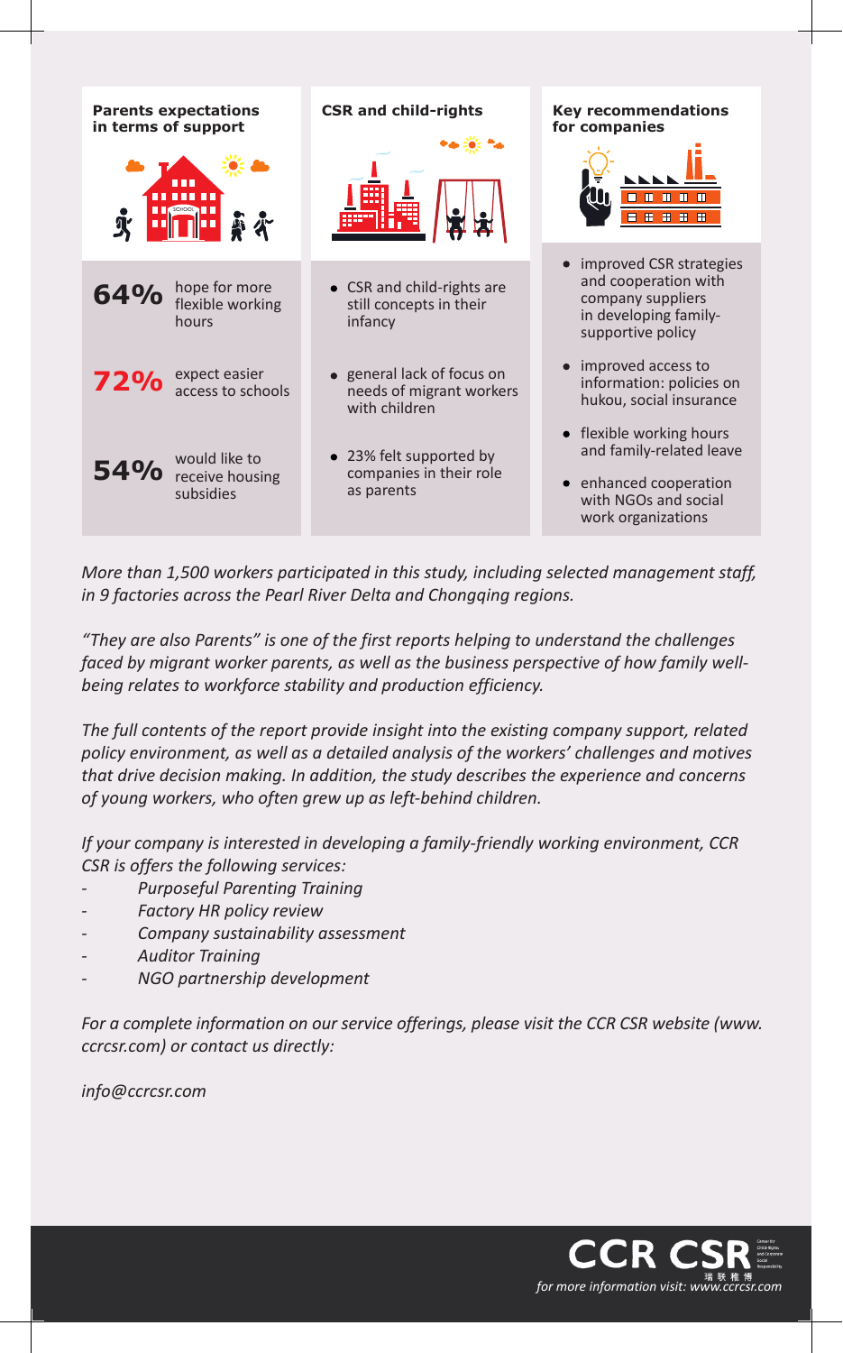### Parents expectations in terms of support

**64%** hope for more flexible working hours

**72%** expect easier access to schools

**54%** would like to receive housing subsidies

### CSR and child-rights

- CSR and child-rights are still concepts in their infancy
- general lack of focus on needs of migrant workers with children
- 23% felt supported by companies in their role as parents

### Key recommendations for companies

- improved CSR strategies and cooperation with company suppliers in developing family-supportive policy
- improved access to information: policies on hukou, social insurance
- flexible working hours and family-related leave
- enhanced cooperation with NGOs and social work organizations

*More than 1,500 workers participated in this study, including selected management staff, in 9 factories across the Pearl River Delta and Chongqing regions.*

*"They are also Parents" is one of the first reports helping to understand the challenges faced by migrant worker parents, as well as the business perspective of how family well-being relates to workforce stability and production efficiency.*

*The full contents of the report provide insight into the existing company support, related policy environment, as well as a detailed analysis of the workers' challenges and motives that drive decision making. In addition, the study describes the experience and concerns of young workers, who often grew up as left-behind children.*

*If your company is interested in developing a family-friendly working environment, CCR CSR is offers the following services:*

- *Purposeful Parenting Training*
- *Factory HR policy review*
- *Company sustainability assessment*
- *Auditor Training*
- *NGO partnership development*

*For a complete information on our service offerings, please visit the CCR CSR website (www.ccrcsr.com) or contact us directly:*

*info@ccrcsr.com*

CCR CSR

瑞 联 稚 博

*for more information visit: www.ccrcsr.com*